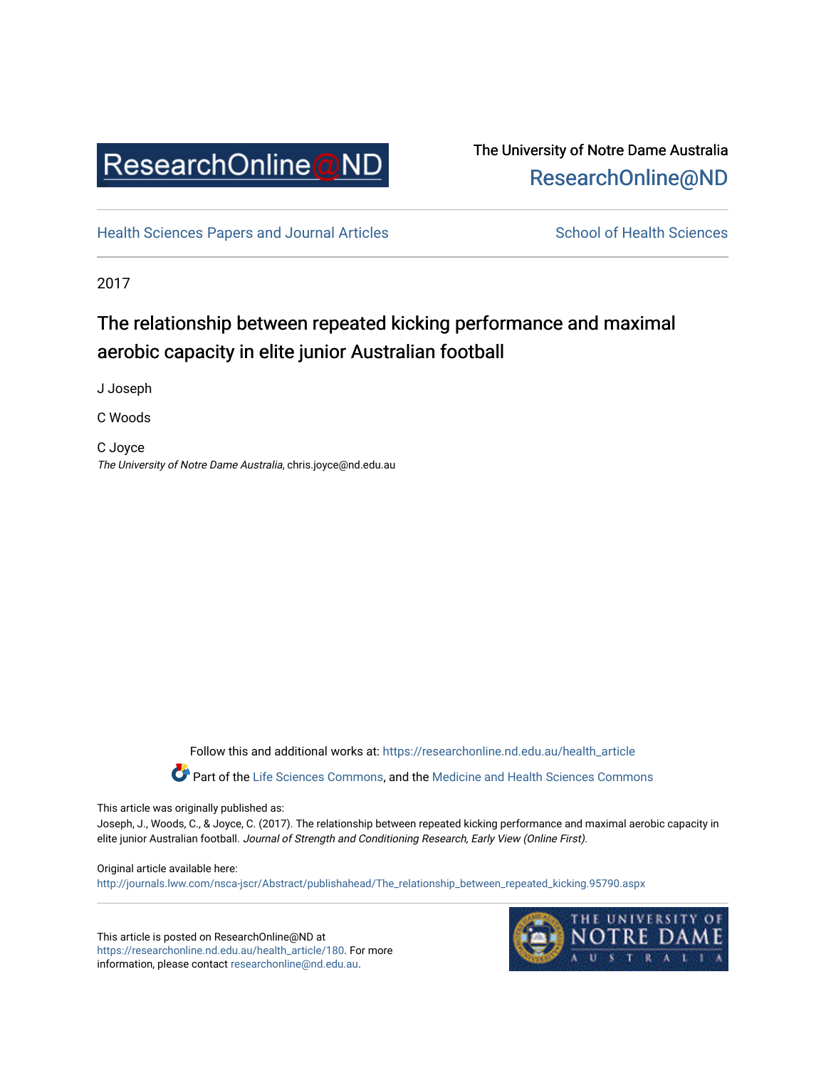ResearchOnline@ND

The University of Notre Dame Australia
ResearchOnline@ND

Health Sciences Papers and Journal Articles

School of Health Sciences

2017

# The relationship between repeated kicking performance and maximal aerobic capacity in elite junior Australian football

J Joseph

C Woods

C Joyce
*The University of Notre Dame Australia*, chris.joyce@nd.edu.au

Follow this and additional works at: https://researchonline.nd.edu.au/health_article

Part of the Life Sciences Commons, and the Medicine and Health Sciences Commons

This article was originally published as:
Joseph, J., Woods, C., & Joyce, C. (2017). The relationship between repeated kicking performance and maximal aerobic capacity in elite junior Australian football. *Journal of Strength and Conditioning Research, Early View (Online First).*

Original article available here:
http://journals.lww.com/nsca-jscr/Abstract/publishahead/The_relationship_between_repeated_kicking.95790.aspx

This article is posted on ResearchOnline@ND at https://researchonline.nd.edu.au/health_article/180. For more information, please contact researchonline@nd.edu.au.

THE UNIVERSITY OF NOTRE DAME AUSTRALIA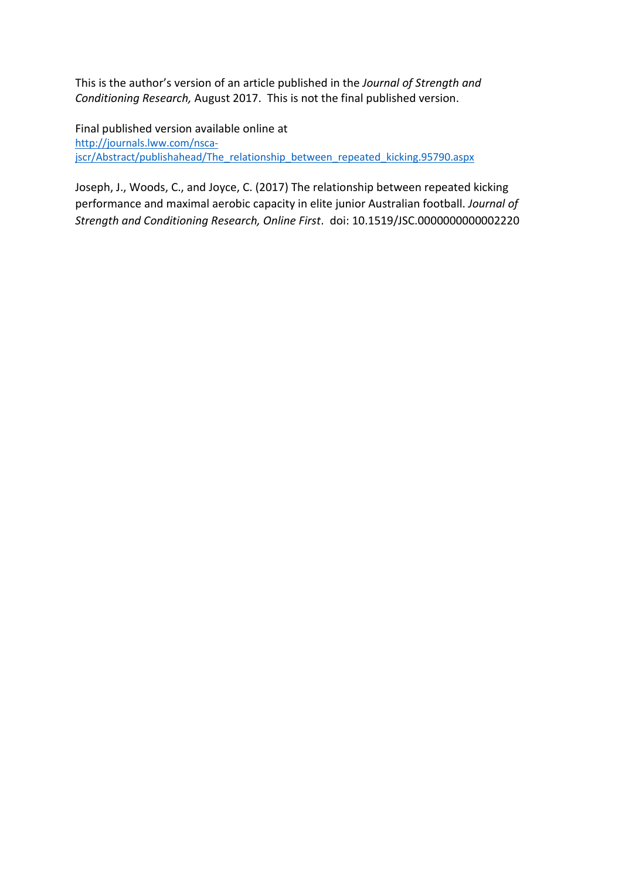This is the author's version of an article published in the *Journal of Strength and Conditioning Research,* August 2017. This is not the final published version.

Final published version available online at
[http://journals.lww.com/nsca-jscr/Abstract/publishahead/The_relationship_between_repeated_kicking.95790.aspx](http://journals.lww.com/nsca-jscr/Abstract/publishahead/The_relationship_between_repeated_kicking.95790.aspx)

Joseph, J., Woods, C., and Joyce, C. (2017) The relationship between repeated kicking performance and maximal aerobic capacity in elite junior Australian football. *Journal of Strength and Conditioning Research, Online First*. doi: 10.1519/JSC.0000000000002220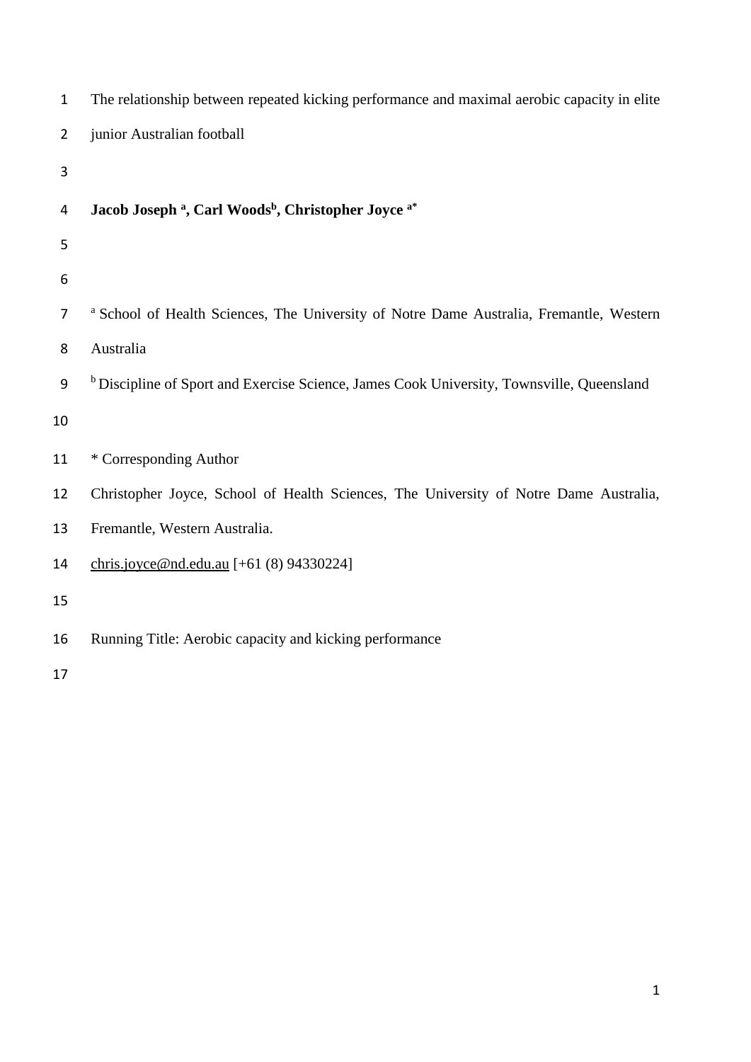The relationship between repeated kicking performance and maximal aerobic capacity in elite junior Australian football

**Jacob Joseph [a], Carl Woods[b], Christopher Joyce [a*]**

[a] School of Health Sciences, The University of Notre Dame Australia, Fremantle, Western Australia

[b] Discipline of Sport and Exercise Science, James Cook University, Townsville, Queensland

* Corresponding Author

Christopher Joyce, School of Health Sciences, The University of Notre Dame Australia, Fremantle, Western Australia.

chris.joyce@nd.edu.au [+61 (8) 94330224]

Running Title: Aerobic capacity and kicking performance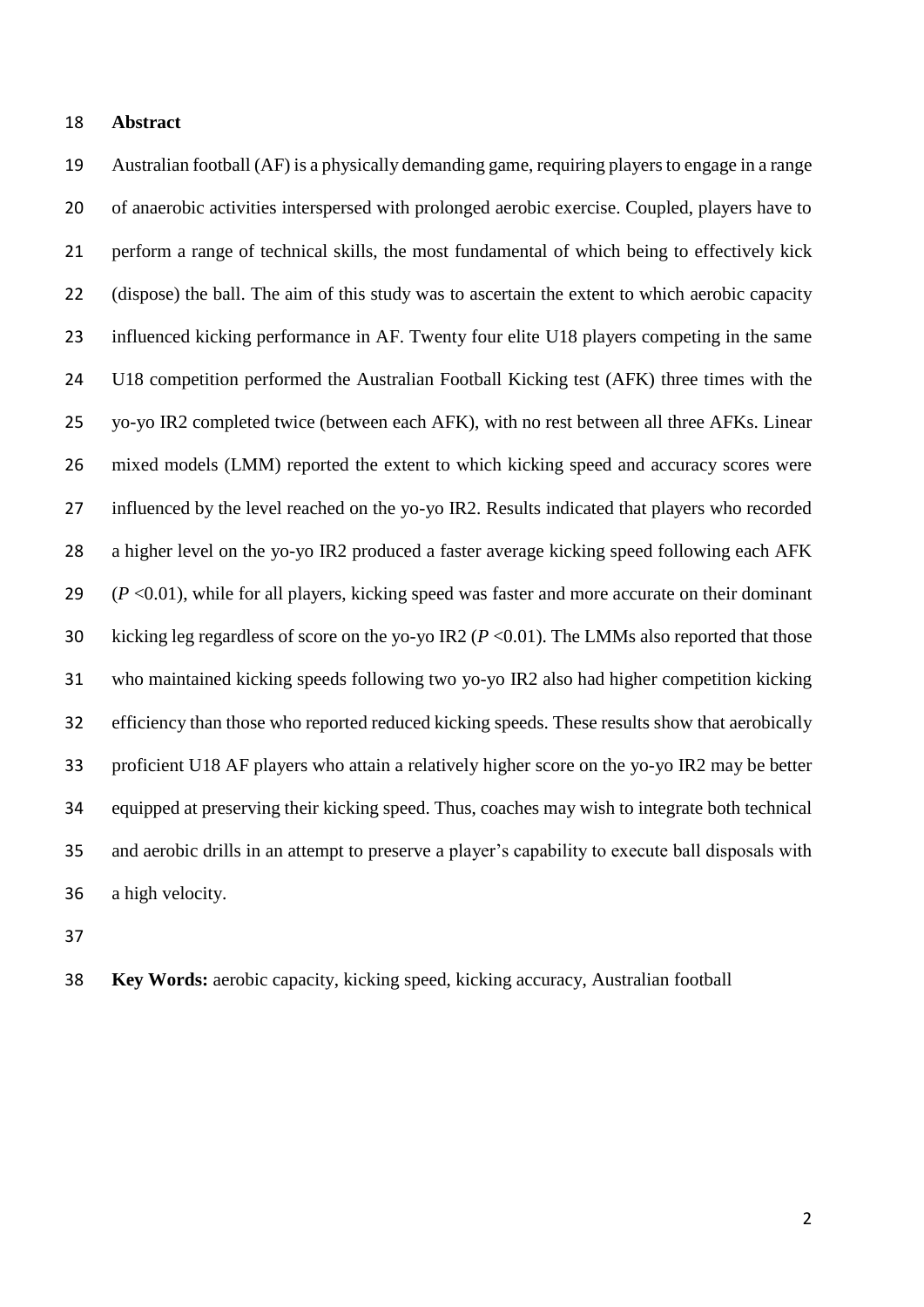## Abstract

Australian football (AF) is a physically demanding game, requiring players to engage in a range of anaerobic activities interspersed with prolonged aerobic exercise. Coupled, players have to perform a range of technical skills, the most fundamental of which being to effectively kick (dispose) the ball. The aim of this study was to ascertain the extent to which aerobic capacity influenced kicking performance in AF. Twenty four elite U18 players competing in the same U18 competition performed the Australian Football Kicking test (AFK) three times with the yo-yo IR2 completed twice (between each AFK), with no rest between all three AFKs. Linear mixed models (LMM) reported the extent to which kicking speed and accuracy scores were influenced by the level reached on the yo-yo IR2. Results indicated that players who recorded a higher level on the yo-yo IR2 produced a faster average kicking speed following each AFK ($P < 0.01$), while for all players, kicking speed was faster and more accurate on their dominant kicking leg regardless of score on the yo-yo IR2 ($P < 0.01$). The LMMs also reported that those who maintained kicking speeds following two yo-yo IR2 also had higher competition kicking efficiency than those who reported reduced kicking speeds. These results show that aerobically proficient U18 AF players who attain a relatively higher score on the yo-yo IR2 may be better equipped at preserving their kicking speed. Thus, coaches may wish to integrate both technical and aerobic drills in an attempt to preserve a player's capability to execute ball disposals with a high velocity.

**Key Words:** aerobic capacity, kicking speed, kicking accuracy, Australian football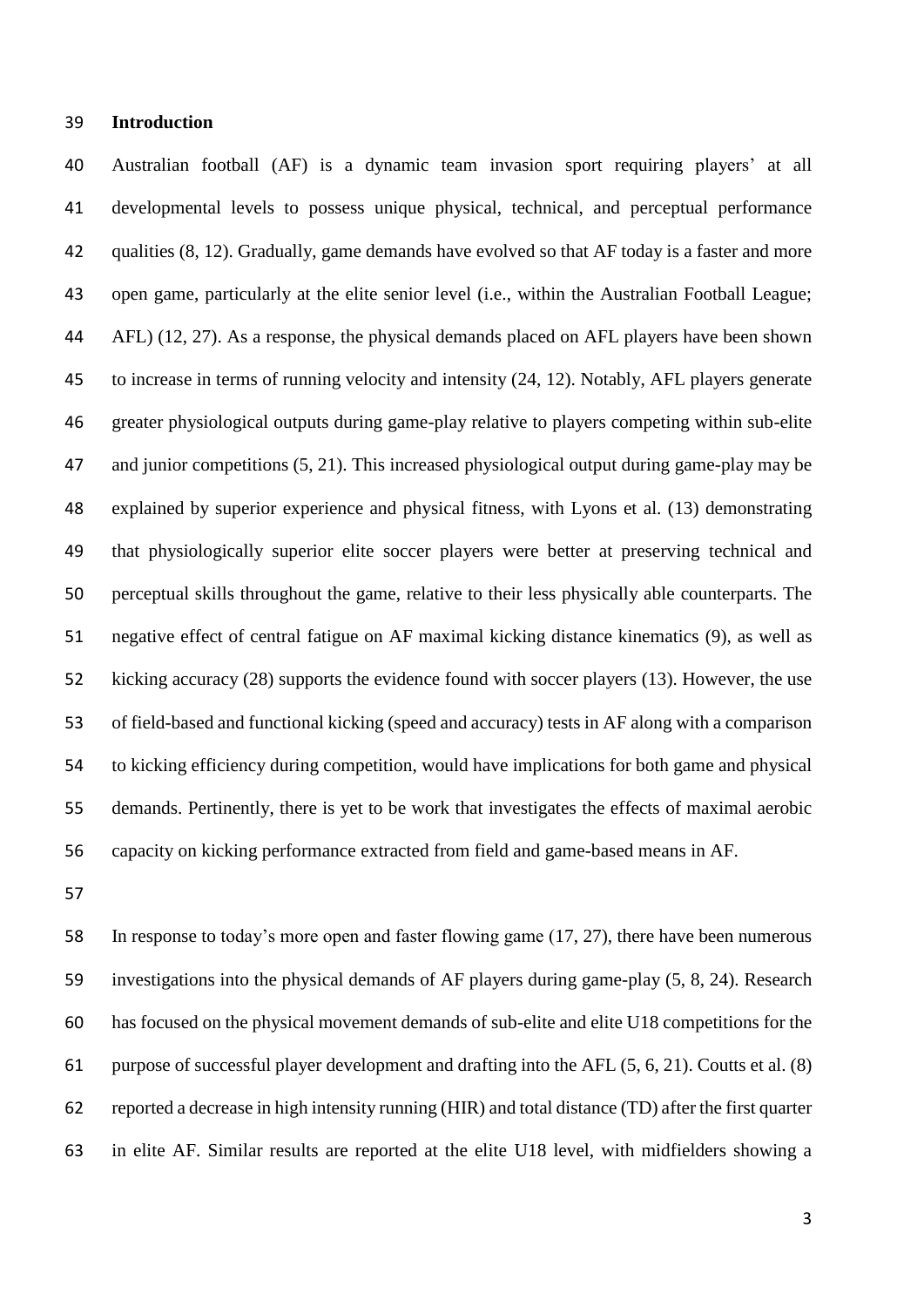**Introduction**

Australian football (AF) is a dynamic team invasion sport requiring players' at all developmental levels to possess unique physical, technical, and perceptual performance qualities (8, 12). Gradually, game demands have evolved so that AF today is a faster and more open game, particularly at the elite senior level (i.e., within the Australian Football League; AFL) (12, 27). As a response, the physical demands placed on AFL players have been shown to increase in terms of running velocity and intensity (24, 12). Notably, AFL players generate greater physiological outputs during game-play relative to players competing within sub-elite and junior competitions (5, 21). This increased physiological output during game-play may be explained by superior experience and physical fitness, with Lyons et al. (13) demonstrating that physiologically superior elite soccer players were better at preserving technical and perceptual skills throughout the game, relative to their less physically able counterparts. The negative effect of central fatigue on AF maximal kicking distance kinematics (9), as well as kicking accuracy (28) supports the evidence found with soccer players (13). However, the use of field-based and functional kicking (speed and accuracy) tests in AF along with a comparison to kicking efficiency during competition, would have implications for both game and physical demands. Pertinently, there is yet to be work that investigates the effects of maximal aerobic capacity on kicking performance extracted from field and game-based means in AF.

In response to today's more open and faster flowing game (17, 27), there have been numerous investigations into the physical demands of AF players during game-play (5, 8, 24). Research has focused on the physical movement demands of sub-elite and elite U18 competitions for the purpose of successful player development and drafting into the AFL (5, 6, 21). Coutts et al. (8) reported a decrease in high intensity running (HIR) and total distance (TD) after the first quarter in elite AF. Similar results are reported at the elite U18 level, with midfielders showing a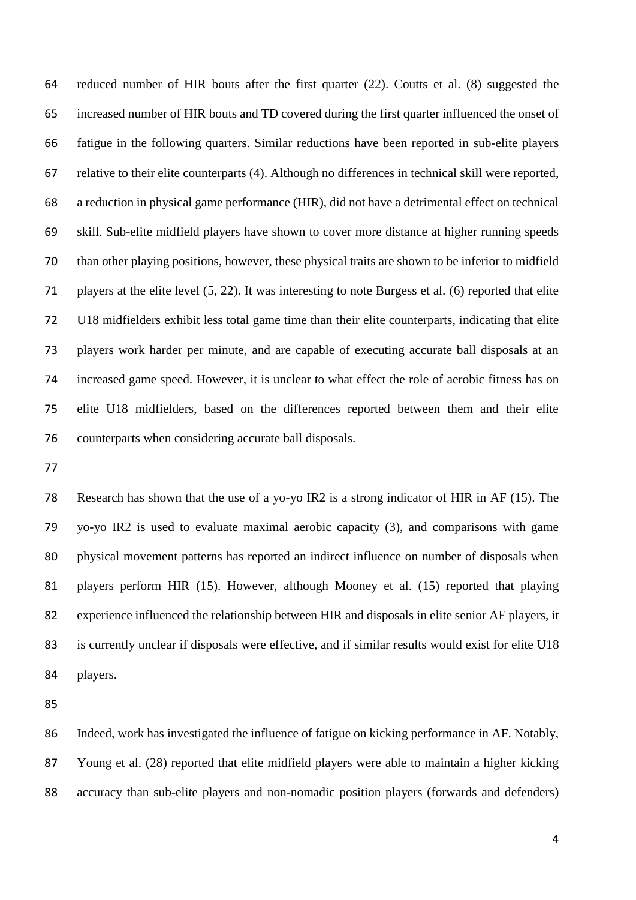reduced number of HIR bouts after the first quarter (22). Coutts et al. (8) suggested the increased number of HIR bouts and TD covered during the first quarter influenced the onset of fatigue in the following quarters. Similar reductions have been reported in sub-elite players relative to their elite counterparts (4). Although no differences in technical skill were reported, a reduction in physical game performance (HIR), did not have a detrimental effect on technical skill. Sub-elite midfield players have shown to cover more distance at higher running speeds than other playing positions, however, these physical traits are shown to be inferior to midfield players at the elite level (5, 22). It was interesting to note Burgess et al. (6) reported that elite U18 midfielders exhibit less total game time than their elite counterparts, indicating that elite players work harder per minute, and are capable of executing accurate ball disposals at an increased game speed. However, it is unclear to what effect the role of aerobic fitness has on elite U18 midfielders, based on the differences reported between them and their elite counterparts when considering accurate ball disposals.

Research has shown that the use of a yo-yo IR2 is a strong indicator of HIR in AF (15). The yo-yo IR2 is used to evaluate maximal aerobic capacity (3), and comparisons with game physical movement patterns has reported an indirect influence on number of disposals when players perform HIR (15). However, although Mooney et al. (15) reported that playing experience influenced the relationship between HIR and disposals in elite senior AF players, it is currently unclear if disposals were effective, and if similar results would exist for elite U18 players.

Indeed, work has investigated the influence of fatigue on kicking performance in AF. Notably, Young et al. (28) reported that elite midfield players were able to maintain a higher kicking accuracy than sub-elite players and non-nomadic position players (forwards and defenders)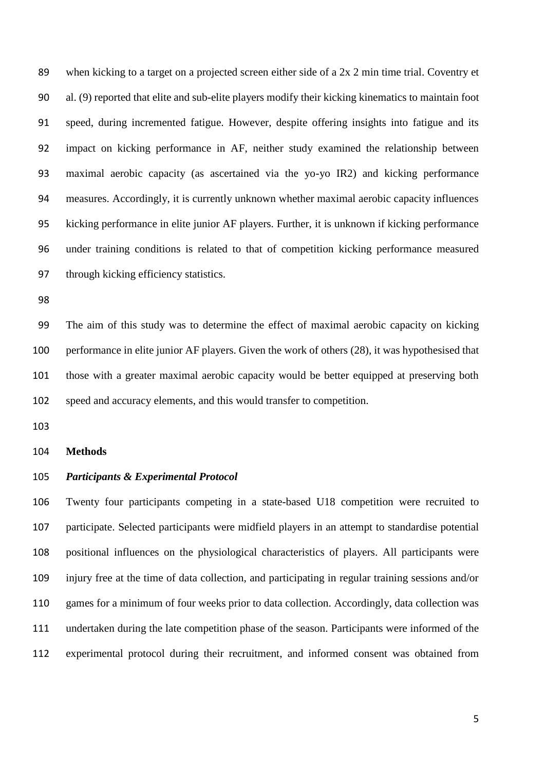when kicking to a target on a projected screen either side of a 2x 2 min time trial. Coventry et al. (9) reported that elite and sub-elite players modify their kicking kinematics to maintain foot speed, during incremented fatigue. However, despite offering insights into fatigue and its impact on kicking performance in AF, neither study examined the relationship between maximal aerobic capacity (as ascertained via the yo-yo IR2) and kicking performance measures. Accordingly, it is currently unknown whether maximal aerobic capacity influences kicking performance in elite junior AF players. Further, it is unknown if kicking performance under training conditions is related to that of competition kicking performance measured through kicking efficiency statistics.

The aim of this study was to determine the effect of maximal aerobic capacity on kicking performance in elite junior AF players. Given the work of others (28), it was hypothesised that those with a greater maximal aerobic capacity would be better equipped at preserving both speed and accuracy elements, and this would transfer to competition.

## Methods

### *Participants & Experimental Protocol*

Twenty four participants competing in a state-based U18 competition were recruited to participate. Selected participants were midfield players in an attempt to standardise potential positional influences on the physiological characteristics of players. All participants were injury free at the time of data collection, and participating in regular training sessions and/or games for a minimum of four weeks prior to data collection. Accordingly, data collection was undertaken during the late competition phase of the season. Participants were informed of the experimental protocol during their recruitment, and informed consent was obtained from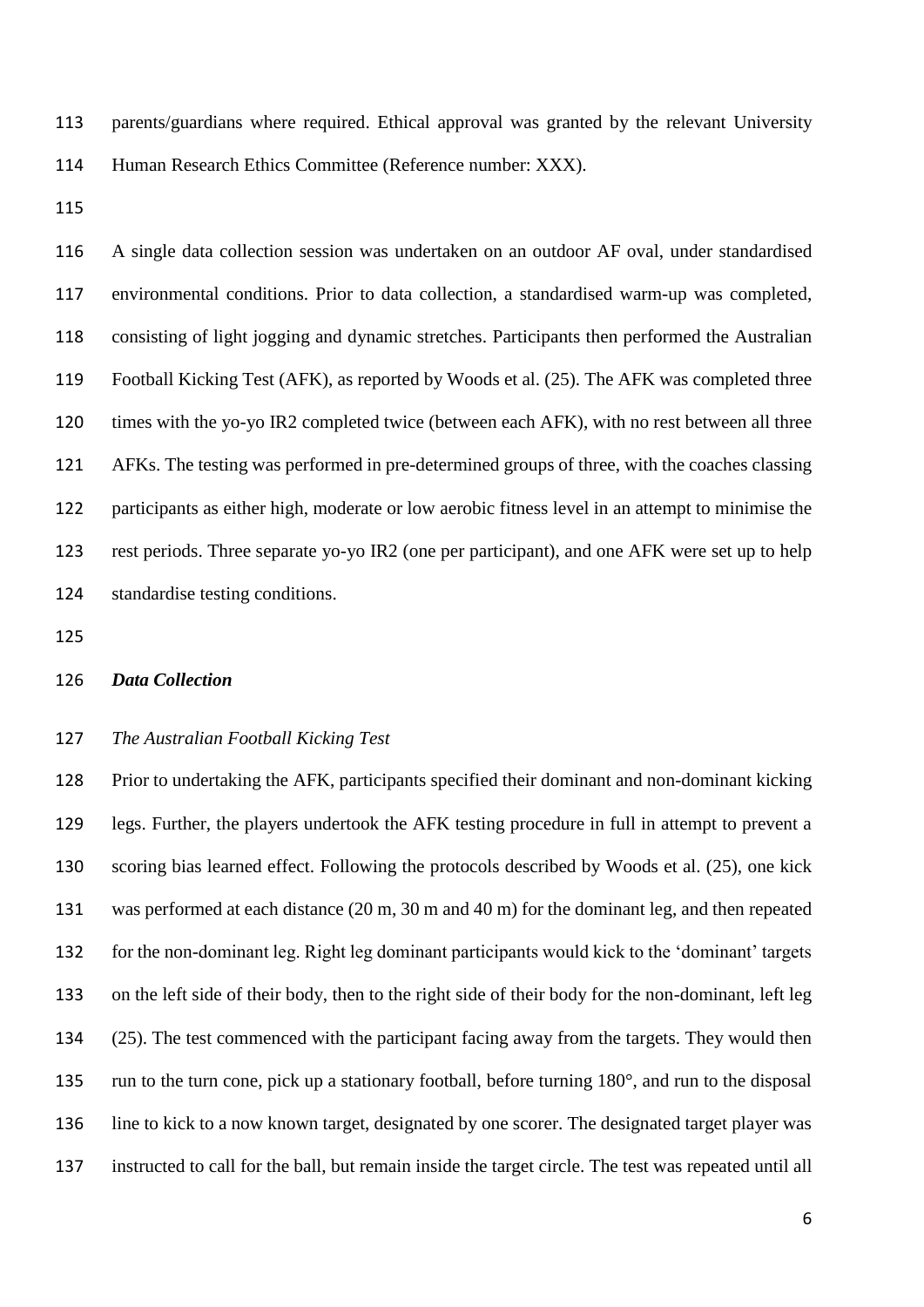parents/guardians where required. Ethical approval was granted by the relevant University Human Research Ethics Committee (Reference number: XXX).

A single data collection session was undertaken on an outdoor AF oval, under standardised environmental conditions. Prior to data collection, a standardised warm-up was completed, consisting of light jogging and dynamic stretches. Participants then performed the Australian Football Kicking Test (AFK), as reported by Woods et al. (25). The AFK was completed three times with the yo-yo IR2 completed twice (between each AFK), with no rest between all three AFKs. The testing was performed in pre-determined groups of three, with the coaches classing participants as either high, moderate or low aerobic fitness level in an attempt to minimise the rest periods. Three separate yo-yo IR2 (one per participant), and one AFK were set up to help standardise testing conditions.

***Data Collection***

*The Australian Football Kicking Test*

Prior to undertaking the AFK, participants specified their dominant and non-dominant kicking legs. Further, the players undertook the AFK testing procedure in full in attempt to prevent a scoring bias learned effect. Following the protocols described by Woods et al. (25), one kick was performed at each distance (20 m, 30 m and 40 m) for the dominant leg, and then repeated for the non-dominant leg. Right leg dominant participants would kick to the 'dominant' targets on the left side of their body, then to the right side of their body for the non-dominant, left leg (25). The test commenced with the participant facing away from the targets. They would then run to the turn cone, pick up a stationary football, before turning 180°, and run to the disposal line to kick to a now known target, designated by one scorer. The designated target player was instructed to call for the ball, but remain inside the target circle. The test was repeated until all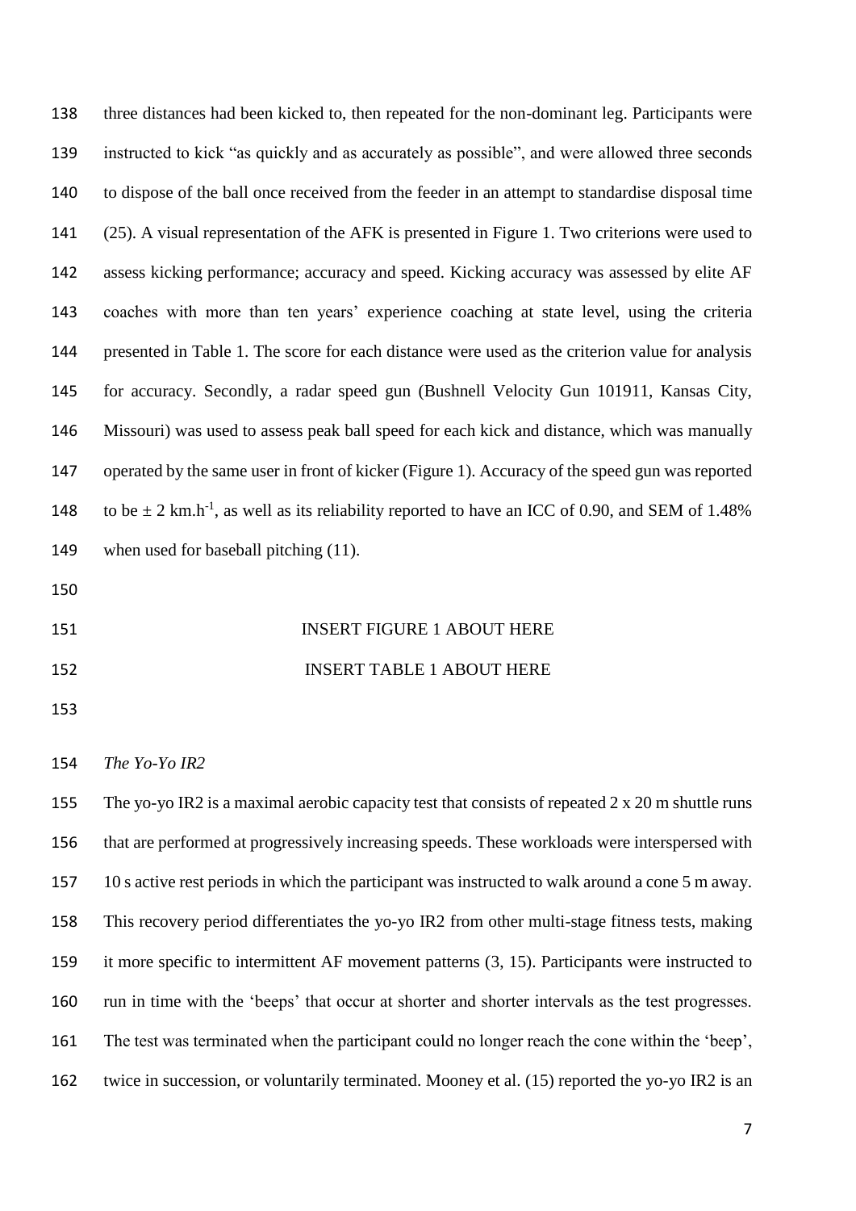three distances had been kicked to, then repeated for the non-dominant leg. Participants were instructed to kick "as quickly and as accurately as possible", and were allowed three seconds to dispose of the ball once received from the feeder in an attempt to standardise disposal time (25). A visual representation of the AFK is presented in Figure 1. Two criterions were used to assess kicking performance; accuracy and speed. Kicking accuracy was assessed by elite AF coaches with more than ten years' experience coaching at state level, using the criteria presented in Table 1. The score for each distance were used as the criterion value for analysis for accuracy. Secondly, a radar speed gun (Bushnell Velocity Gun 101911, Kansas City, Missouri) was used to assess peak ball speed for each kick and distance, which was manually operated by the same user in front of kicker (Figure 1). Accuracy of the speed gun was reported to be ± 2 $km.h^{-1}$, as well as its reliability reported to have an ICC of 0.90, and SEM of 1.48% when used for baseball pitching (11).

INSERT FIGURE 1 ABOUT HERE

INSERT TABLE 1 ABOUT HERE

*The Yo-Yo IR2*

The yo-yo IR2 is a maximal aerobic capacity test that consists of repeated 2 x 20 m shuttle runs that are performed at progressively increasing speeds. These workloads were interspersed with 10 s active rest periods in which the participant was instructed to walk around a cone 5 m away. This recovery period differentiates the yo-yo IR2 from other multi-stage fitness tests, making it more specific to intermittent AF movement patterns (3, 15). Participants were instructed to run in time with the 'beeps' that occur at shorter and shorter intervals as the test progresses. The test was terminated when the participant could no longer reach the cone within the 'beep', twice in succession, or voluntarily terminated. Mooney et al. (15) reported the yo-yo IR2 is an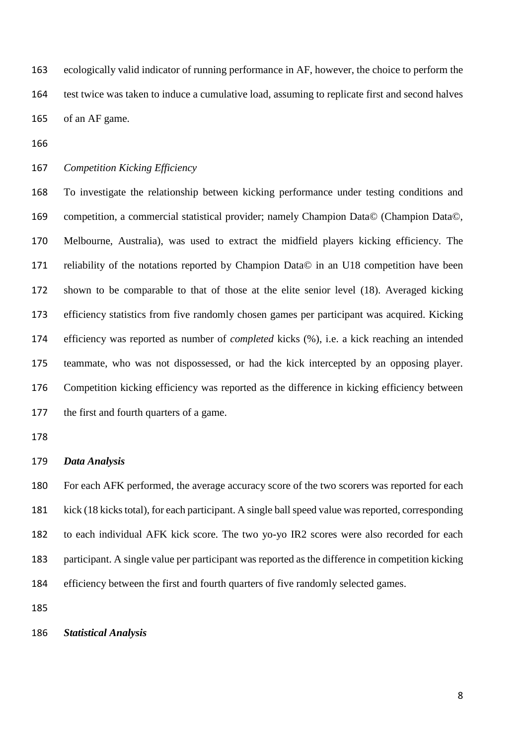ecologically valid indicator of running performance in AF, however, the choice to perform the test twice was taken to induce a cumulative load, assuming to replicate first and second halves of an AF game.

*Competition Kicking Efficiency*

To investigate the relationship between kicking performance under testing conditions and competition, a commercial statistical provider; namely Champion Data© (Champion Data©, Melbourne, Australia), was used to extract the midfield players kicking efficiency. The reliability of the notations reported by Champion Data© in an U18 competition have been shown to be comparable to that of those at the elite senior level (18). Averaged kicking efficiency statistics from five randomly chosen games per participant was acquired. Kicking efficiency was reported as number of *completed* kicks (%), i.e. a kick reaching an intended teammate, who was not dispossessed, or had the kick intercepted by an opposing player. Competition kicking efficiency was reported as the difference in kicking efficiency between the first and fourth quarters of a game.

***Data Analysis***

For each AFK performed, the average accuracy score of the two scorers was reported for each kick (18 kicks total), for each participant. A single ball speed value was reported, corresponding to each individual AFK kick score. The two yo-yo IR2 scores were also recorded for each participant. A single value per participant was reported as the difference in competition kicking efficiency between the first and fourth quarters of five randomly selected games.

***Statistical Analysis***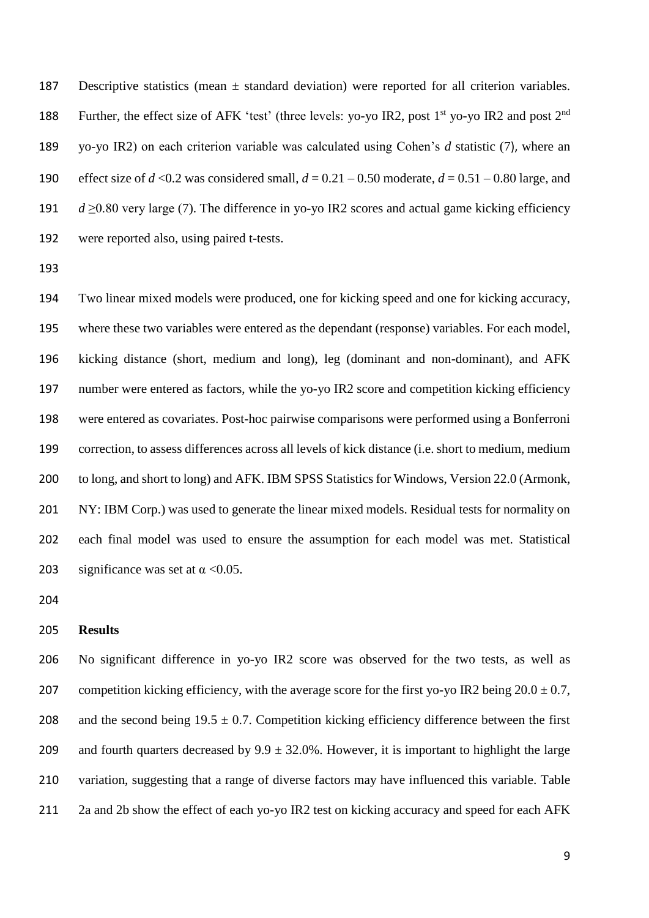Descriptive statistics (mean ± standard deviation) were reported for all criterion variables. Further, the effect size of AFK 'test' (three levels: yo-yo IR2, post 1st yo-yo IR2 and post 2nd yo-yo IR2) on each criterion variable was calculated using Cohen's *d* statistic (7), where an effect size of $d$ <0.2 was considered small, $d = 0.21 – 0.50$ moderate, $d = 0.51 – 0.80$ large, and $d \geq 0.80$ very large (7). The difference in yo-yo IR2 scores and actual game kicking efficiency were reported also, using paired t-tests.

Two linear mixed models were produced, one for kicking speed and one for kicking accuracy, where these two variables were entered as the dependant (response) variables. For each model, kicking distance (short, medium and long), leg (dominant and non-dominant), and AFK number were entered as factors, while the yo-yo IR2 score and competition kicking efficiency were entered as covariates. Post-hoc pairwise comparisons were performed using a Bonferroni correction, to assess differences across all levels of kick distance (i.e. short to medium, medium to long, and short to long) and AFK. IBM SPSS Statistics for Windows, Version 22.0 (Armonk, NY: IBM Corp.) was used to generate the linear mixed models. Residual tests for normality on each final model was used to ensure the assumption for each model was met. Statistical significance was set at $\alpha$ <0.05.

**Results**

No significant difference in yo-yo IR2 score was observed for the two tests, as well as competition kicking efficiency, with the average score for the first yo-yo IR2 being $20.0 \pm 0.7$, and the second being $19.5 \pm 0.7$. Competition kicking efficiency difference between the first and fourth quarters decreased by $9.9 \pm 32.0\%$. However, it is important to highlight the large variation, suggesting that a range of diverse factors may have influenced this variable. Table 2a and 2b show the effect of each yo-yo IR2 test on kicking accuracy and speed for each AFK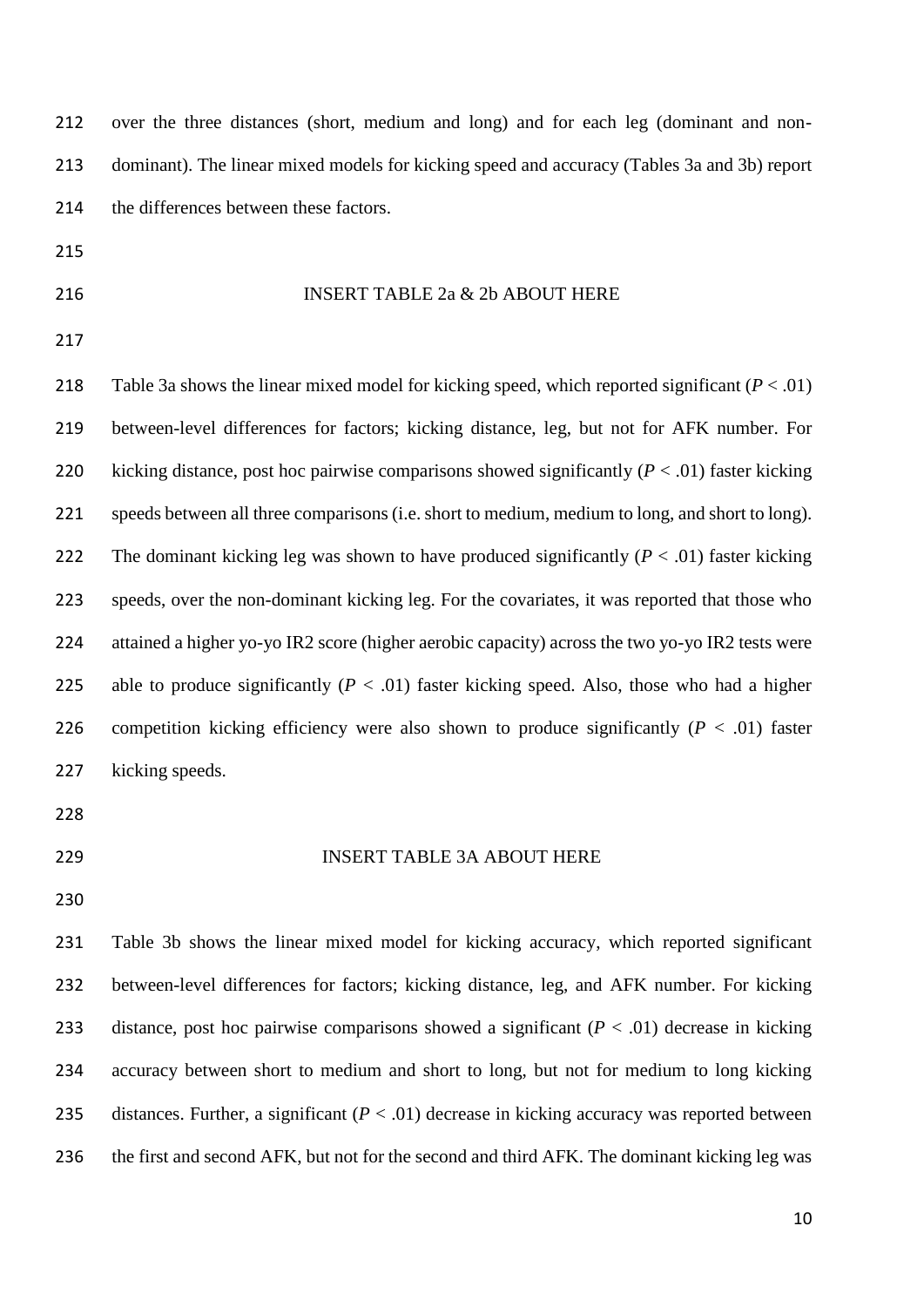over the three distances (short, medium and long) and for each leg (dominant and non-dominant). The linear mixed models for kicking speed and accuracy (Tables 3a and 3b) report the differences between these factors.

INSERT TABLE 2a & 2b ABOUT HERE

Table 3a shows the linear mixed model for kicking speed, which reported significant ($P < .01$) between-level differences for factors; kicking distance, leg, but not for AFK number. For kicking distance, post hoc pairwise comparisons showed significantly ($P < .01$) faster kicking speeds between all three comparisons (i.e. short to medium, medium to long, and short to long). The dominant kicking leg was shown to have produced significantly ($P < .01$) faster kicking speeds, over the non-dominant kicking leg. For the covariates, it was reported that those who attained a higher yo-yo IR2 score (higher aerobic capacity) across the two yo-yo IR2 tests were able to produce significantly ($P < .01$) faster kicking speed. Also, those who had a higher competition kicking efficiency were also shown to produce significantly ($P < .01$) faster kicking speeds.

INSERT TABLE 3A ABOUT HERE

Table 3b shows the linear mixed model for kicking accuracy, which reported significant between-level differences for factors; kicking distance, leg, and AFK number. For kicking distance, post hoc pairwise comparisons showed a significant ($P < .01$) decrease in kicking accuracy between short to medium and short to long, but not for medium to long kicking distances. Further, a significant ($P < .01$) decrease in kicking accuracy was reported between the first and second AFK, but not for the second and third AFK. The dominant kicking leg was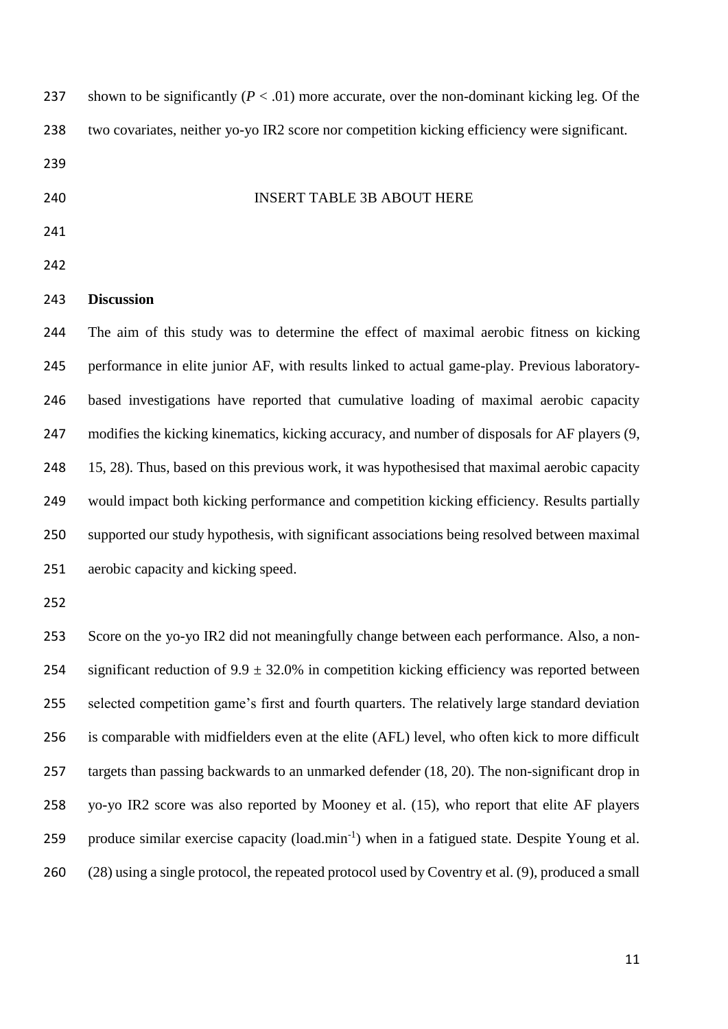shown to be significantly ($P < .01$) more accurate, over the non-dominant kicking leg. Of the two covariates, neither yo-yo IR2 score nor competition kicking efficiency were significant.

INSERT TABLE 3B ABOUT HERE

## Discussion

The aim of this study was to determine the effect of maximal aerobic fitness on kicking performance in elite junior AF, with results linked to actual game-play. Previous laboratory-based investigations have reported that cumulative loading of maximal aerobic capacity modifies the kicking kinematics, kicking accuracy, and number of disposals for AF players (9, 15, 28). Thus, based on this previous work, it was hypothesised that maximal aerobic capacity would impact both kicking performance and competition kicking efficiency. Results partially supported our study hypothesis, with significant associations being resolved between maximal aerobic capacity and kicking speed.

Score on the yo-yo IR2 did not meaningfully change between each performance. Also, a non-significant reduction of $9.9 \pm 32.0\%$ in competition kicking efficiency was reported between selected competition game's first and fourth quarters. The relatively large standard deviation is comparable with midfielders even at the elite (AFL) level, who often kick to more difficult targets than passing backwards to an unmarked defender (18, 20). The non-significant drop in yo-yo IR2 score was also reported by Mooney et al. (15), who report that elite AF players produce similar exercise capacity (load.min$^{-1}$) when in a fatigued state. Despite Young et al. (28) using a single protocol, the repeated protocol used by Coventry et al. (9), produced a small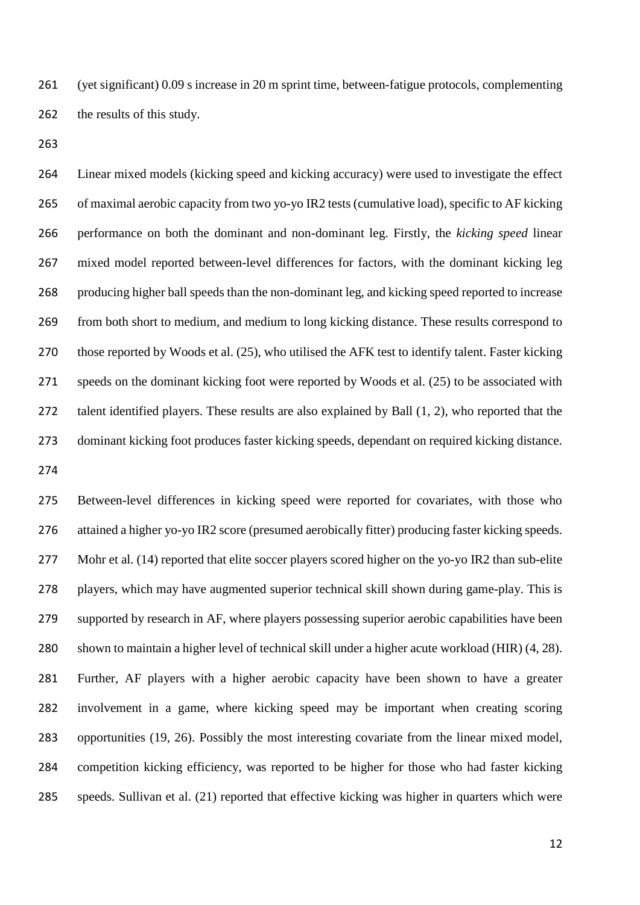(yet significant) 0.09 s increase in 20 m sprint time, between-fatigue protocols, complementing the results of this study.

Linear mixed models (kicking speed and kicking accuracy) were used to investigate the effect of maximal aerobic capacity from two yo-yo IR2 tests (cumulative load), specific to AF kicking performance on both the dominant and non-dominant leg. Firstly, the *kicking speed* linear mixed model reported between-level differences for factors, with the dominant kicking leg producing higher ball speeds than the non-dominant leg, and kicking speed reported to increase from both short to medium, and medium to long kicking distance. These results correspond to those reported by Woods et al. (25), who utilised the AFK test to identify talent. Faster kicking speeds on the dominant kicking foot were reported by Woods et al. (25) to be associated with talent identified players. These results are also explained by Ball (1, 2), who reported that the dominant kicking foot produces faster kicking speeds, dependant on required kicking distance.

Between-level differences in kicking speed were reported for covariates, with those who attained a higher yo-yo IR2 score (presumed aerobically fitter) producing faster kicking speeds. Mohr et al. (14) reported that elite soccer players scored higher on the yo-yo IR2 than sub-elite players, which may have augmented superior technical skill shown during game-play. This is supported by research in AF, where players possessing superior aerobic capabilities have been shown to maintain a higher level of technical skill under a higher acute workload (HIR) (4, 28). Further, AF players with a higher aerobic capacity have been shown to have a greater involvement in a game, where kicking speed may be important when creating scoring opportunities (19, 26). Possibly the most interesting covariate from the linear mixed model, competition kicking efficiency, was reported to be higher for those who had faster kicking speeds. Sullivan et al. (21) reported that effective kicking was higher in quarters which were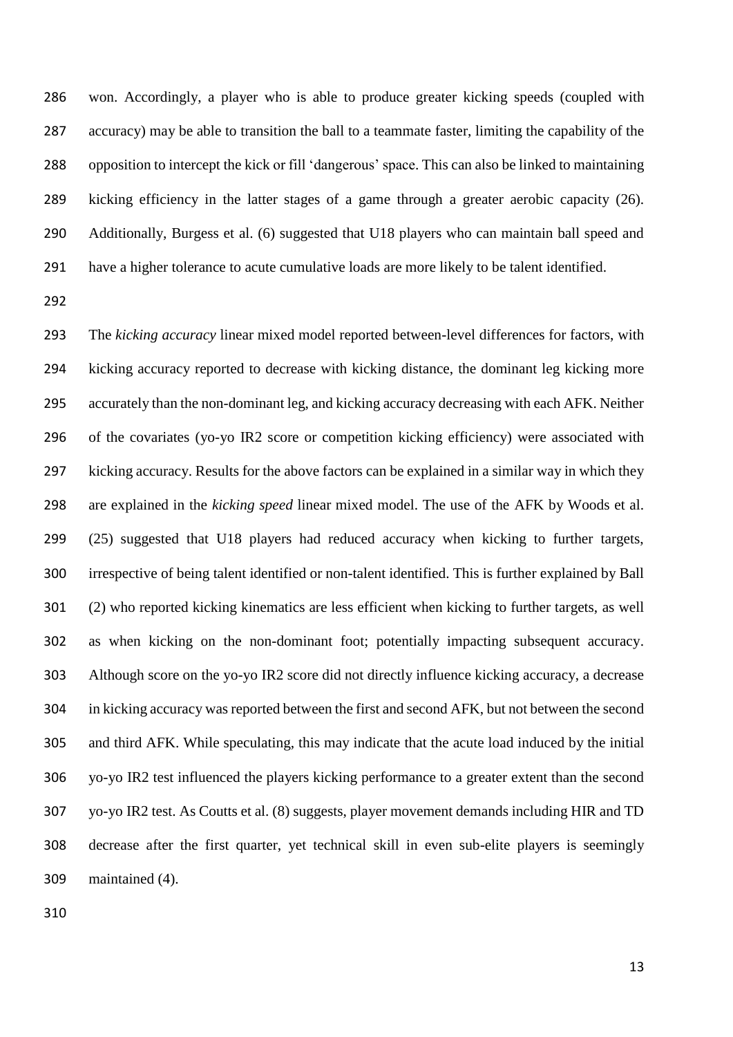won. Accordingly, a player who is able to produce greater kicking speeds (coupled with accuracy) may be able to transition the ball to a teammate faster, limiting the capability of the opposition to intercept the kick or fill 'dangerous' space. This can also be linked to maintaining kicking efficiency in the latter stages of a game through a greater aerobic capacity (26). Additionally, Burgess et al. (6) suggested that U18 players who can maintain ball speed and have a higher tolerance to acute cumulative loads are more likely to be talent identified.

The *kicking accuracy* linear mixed model reported between-level differences for factors, with kicking accuracy reported to decrease with kicking distance, the dominant leg kicking more accurately than the non-dominant leg, and kicking accuracy decreasing with each AFK. Neither of the covariates (yo-yo IR2 score or competition kicking efficiency) were associated with kicking accuracy. Results for the above factors can be explained in a similar way in which they are explained in the *kicking speed* linear mixed model. The use of the AFK by Woods et al. (25) suggested that U18 players had reduced accuracy when kicking to further targets, irrespective of being talent identified or non-talent identified. This is further explained by Ball (2) who reported kicking kinematics are less efficient when kicking to further targets, as well as when kicking on the non-dominant foot; potentially impacting subsequent accuracy. Although score on the yo-yo IR2 score did not directly influence kicking accuracy, a decrease in kicking accuracy was reported between the first and second AFK, but not between the second and third AFK. While speculating, this may indicate that the acute load induced by the initial yo-yo IR2 test influenced the players kicking performance to a greater extent than the second yo-yo IR2 test. As Coutts et al. (8) suggests, player movement demands including HIR and TD decrease after the first quarter, yet technical skill in even sub-elite players is seemingly maintained (4).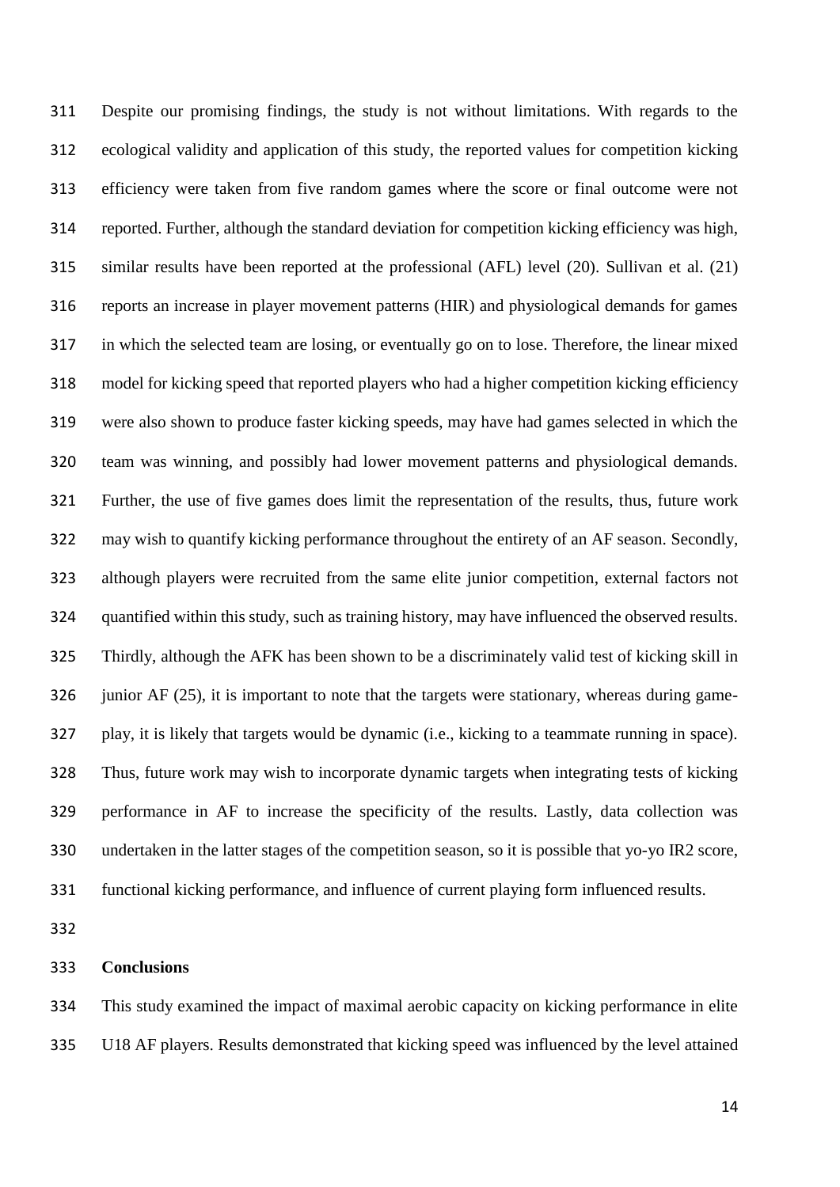Despite our promising findings, the study is not without limitations. With regards to the ecological validity and application of this study, the reported values for competition kicking efficiency were taken from five random games where the score or final outcome were not reported. Further, although the standard deviation for competition kicking efficiency was high, similar results have been reported at the professional (AFL) level (20). Sullivan et al. (21) reports an increase in player movement patterns (HIR) and physiological demands for games in which the selected team are losing, or eventually go on to lose. Therefore, the linear mixed model for kicking speed that reported players who had a higher competition kicking efficiency were also shown to produce faster kicking speeds, may have had games selected in which the team was winning, and possibly had lower movement patterns and physiological demands. Further, the use of five games does limit the representation of the results, thus, future work may wish to quantify kicking performance throughout the entirety of an AF season. Secondly, although players were recruited from the same elite junior competition, external factors not quantified within this study, such as training history, may have influenced the observed results. Thirdly, although the AFK has been shown to be a discriminately valid test of kicking skill in junior AF (25), it is important to note that the targets were stationary, whereas during game-play, it is likely that targets would be dynamic (i.e., kicking to a teammate running in space). Thus, future work may wish to incorporate dynamic targets when integrating tests of kicking performance in AF to increase the specificity of the results. Lastly, data collection was undertaken in the latter stages of the competition season, so it is possible that yo-yo IR2 score, functional kicking performance, and influence of current playing form influenced results.

## Conclusions

This study examined the impact of maximal aerobic capacity on kicking performance in elite U18 AF players. Results demonstrated that kicking speed was influenced by the level attained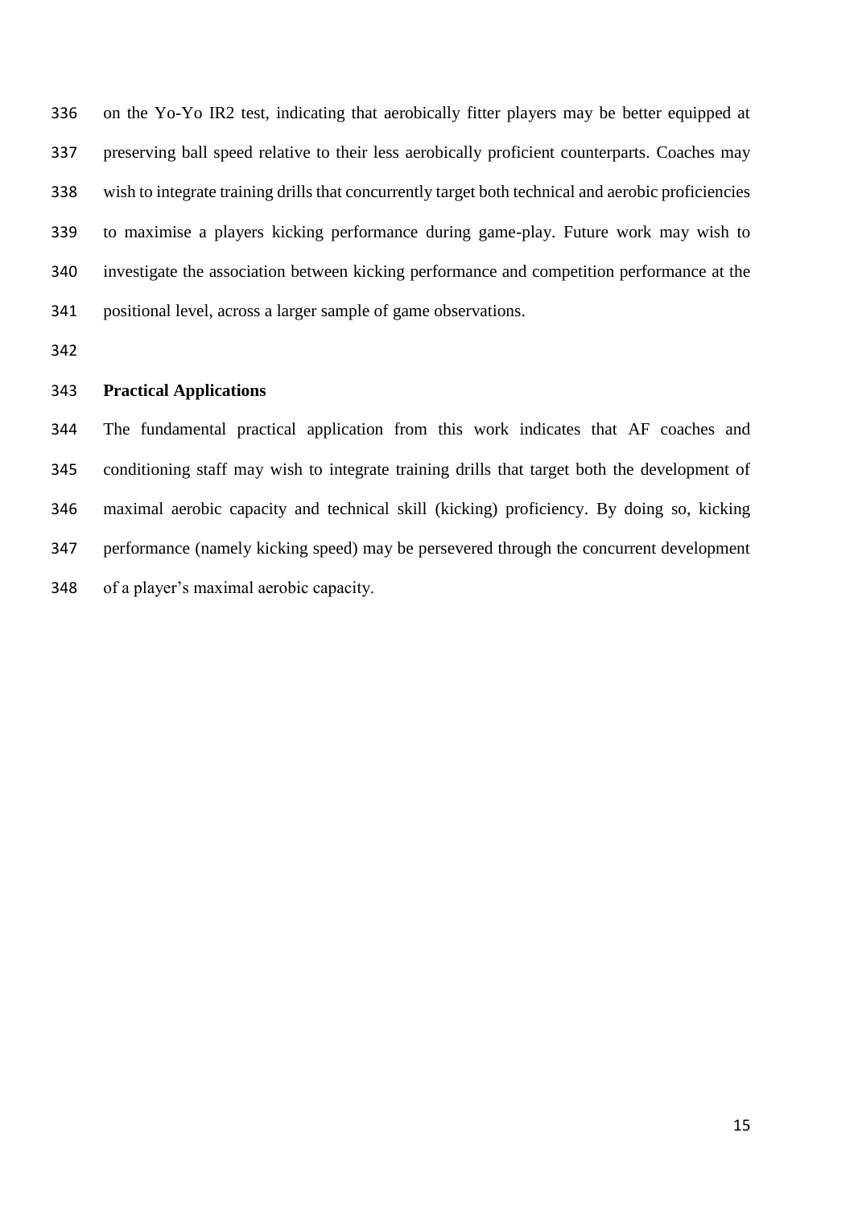on the Yo-Yo IR2 test, indicating that aerobically fitter players may be better equipped at preserving ball speed relative to their less aerobically proficient counterparts. Coaches may wish to integrate training drills that concurrently target both technical and aerobic proficiencies to maximise a players kicking performance during game-play. Future work may wish to investigate the association between kicking performance and competition performance at the positional level, across a larger sample of game observations.

## Practical Applications

The fundamental practical application from this work indicates that AF coaches and conditioning staff may wish to integrate training drills that target both the development of maximal aerobic capacity and technical skill (kicking) proficiency. By doing so, kicking performance (namely kicking speed) may be persevered through the concurrent development of a player's maximal aerobic capacity.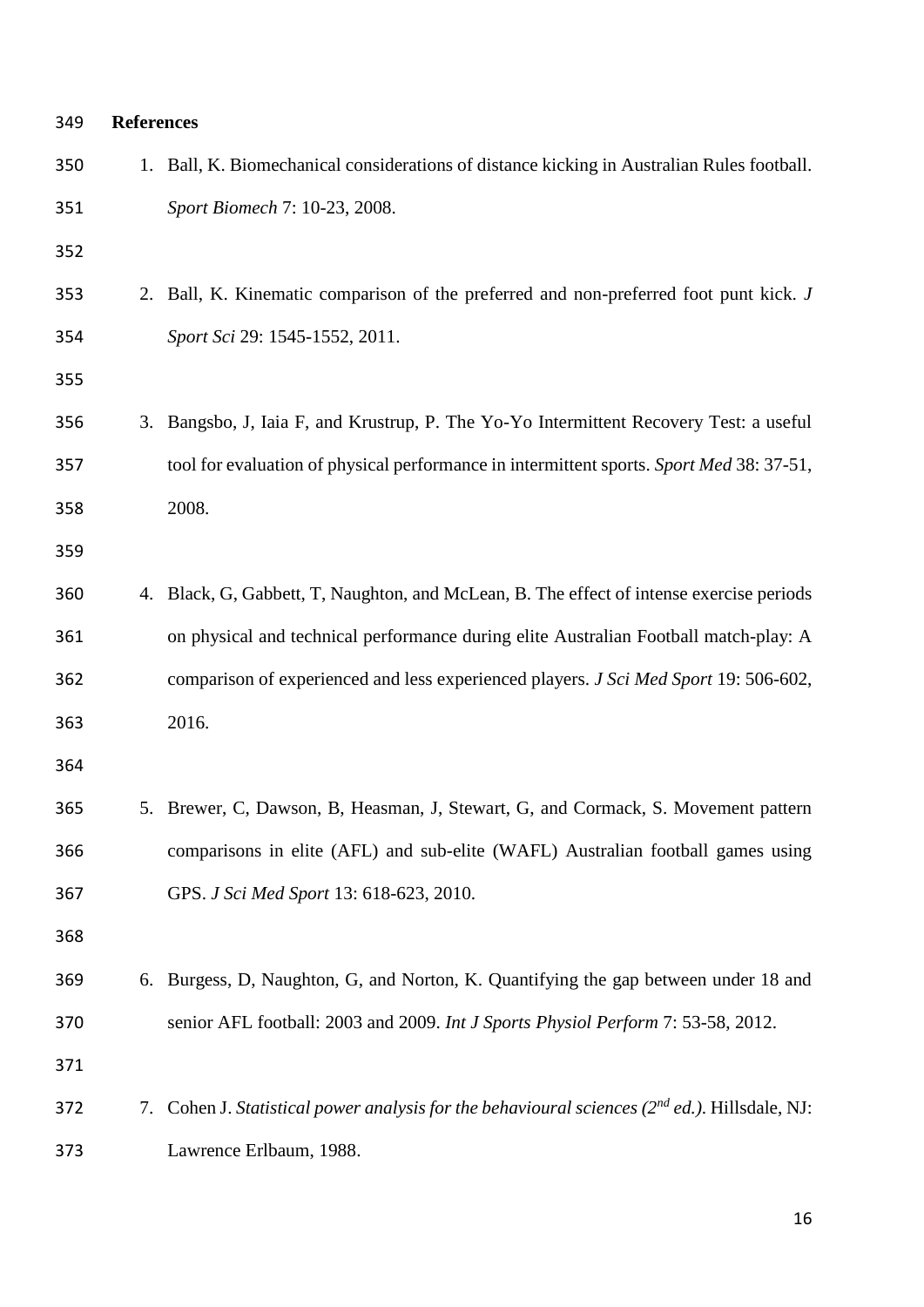## References

1. Ball, K. Biomechanical considerations of distance kicking in Australian Rules football. *Sport Biomech* 7: 10-23, 2008.

2. Ball, K. Kinematic comparison of the preferred and non-preferred foot punt kick. *J Sport Sci* 29: 1545-1552, 2011.

3. Bangsbo, J, Iaia F, and Krustrup, P. The Yo-Yo Intermittent Recovery Test: a useful tool for evaluation of physical performance in intermittent sports. *Sport Med* 38: 37-51, 2008.

4. Black, G, Gabbett, T, Naughton, and McLean, B. The effect of intense exercise periods on physical and technical performance during elite Australian Football match-play: A comparison of experienced and less experienced players. *J Sci Med Sport* 19: 506-602, 2016.

5. Brewer, C, Dawson, B, Heasman, J, Stewart, G, and Cormack, S. Movement pattern comparisons in elite (AFL) and sub-elite (WAFL) Australian football games using GPS. *J Sci Med Sport* 13: 618-623, 2010.

6. Burgess, D, Naughton, G, and Norton, K. Quantifying the gap between under 18 and senior AFL football: 2003 and 2009. *Int J Sports Physiol Perform* 7: 53-58, 2012.

7. Cohen J. *Statistical power analysis for the behavioural sciences (2nd ed.)*. Hillsdale, NJ: Lawrence Erlbaum, 1988.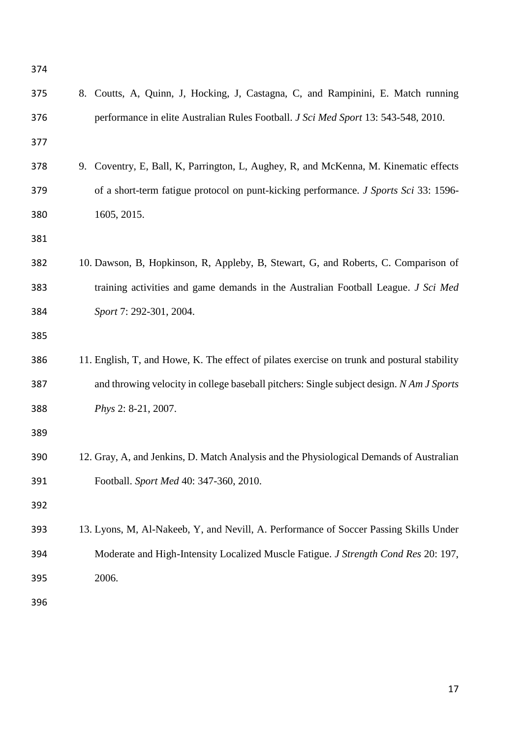8. Coutts, A, Quinn, J, Hocking, J, Castagna, C, and Rampinini, E. Match running performance in elite Australian Rules Football. *J Sci Med Sport* 13: 543-548, 2010.

9. Coventry, E, Ball, K, Parrington, L, Aughey, R, and McKenna, M. Kinematic effects of a short-term fatigue protocol on punt-kicking performance. *J Sports Sci* 33: 1596-1605, 2015.

10. Dawson, B, Hopkinson, R, Appleby, B, Stewart, G, and Roberts, C. Comparison of training activities and game demands in the Australian Football League. *J Sci Med Sport* 7: 292-301, 2004.

11. English, T, and Howe, K. The effect of pilates exercise on trunk and postural stability and throwing velocity in college baseball pitchers: Single subject design. *N Am J Sports Phys* 2: 8-21, 2007.

12. Gray, A, and Jenkins, D. Match Analysis and the Physiological Demands of Australian Football. *Sport Med* 40: 347-360, 2010.

13. Lyons, M, Al-Nakeeb, Y, and Nevill, A. Performance of Soccer Passing Skills Under Moderate and High-Intensity Localized Muscle Fatigue. *J Strength Cond Res* 20: 197, 2006.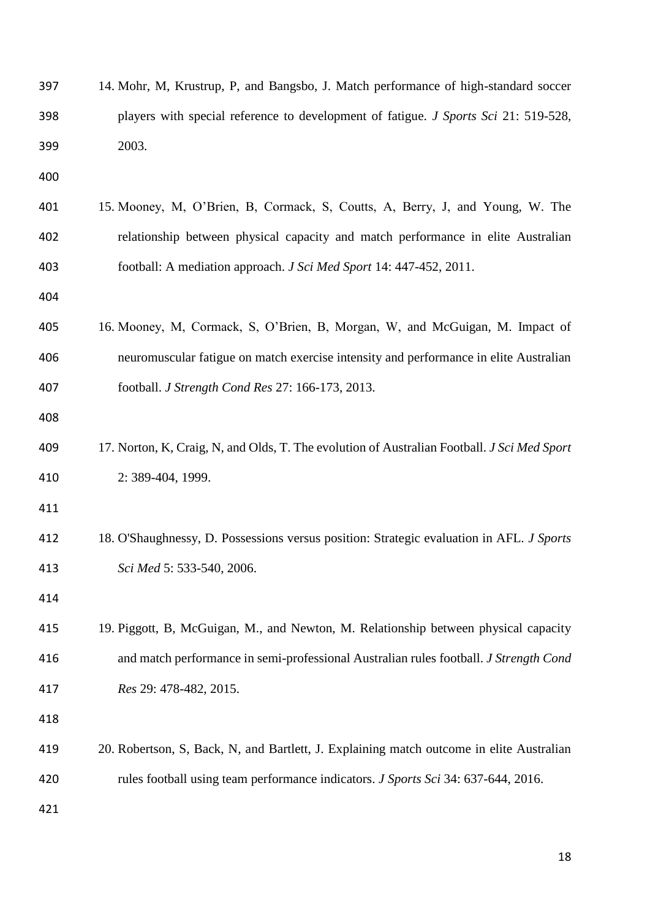14. Mohr, M, Krustrup, P, and Bangsbo, J. Match performance of high-standard soccer players with special reference to development of fatigue. *J Sports Sci* 21: 519-528, 2003.

15. Mooney, M, O'Brien, B, Cormack, S, Coutts, A, Berry, J, and Young, W. The relationship between physical capacity and match performance in elite Australian football: A mediation approach. *J Sci Med Sport* 14: 447-452, 2011.

16. Mooney, M, Cormack, S, O'Brien, B, Morgan, W, and McGuigan, M. Impact of neuromuscular fatigue on match exercise intensity and performance in elite Australian football. *J Strength Cond Res* 27: 166-173, 2013.

17. Norton, K, Craig, N, and Olds, T. The evolution of Australian Football. *J Sci Med Sport* 2: 389-404, 1999.

18. O'Shaughnessy, D. Possessions versus position: Strategic evaluation in AFL. *J Sports Sci Med* 5: 533-540, 2006.

19. Piggott, B, McGuigan, M., and Newton, M. Relationship between physical capacity and match performance in semi-professional Australian rules football. *J Strength Cond Res* 29: 478-482, 2015.

20. Robertson, S, Back, N, and Bartlett, J. Explaining match outcome in elite Australian rules football using team performance indicators. *J Sports Sci* 34: 637-644, 2016.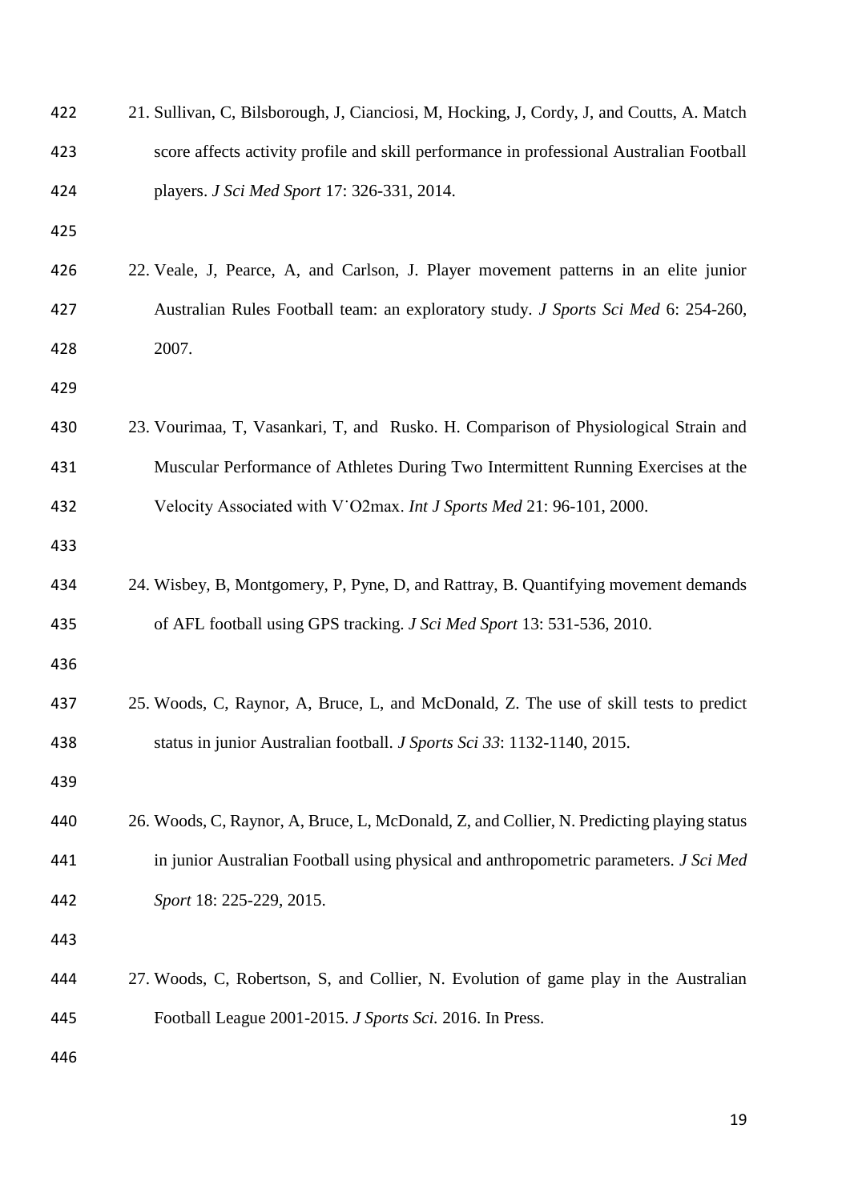21. Sullivan, C, Bilsborough, J, Cianciosi, M, Hocking, J, Cordy, J, and Coutts, A. Match score affects activity profile and skill performance in professional Australian Football players. *J Sci Med Sport* 17: 326-331, 2014.

22. Veale, J, Pearce, A, and Carlson, J. Player movement patterns in an elite junior Australian Rules Football team: an exploratory study. *J Sports Sci Med* 6: 254-260, 2007.

23. Vourimaa, T, Vasankari, T, and Rusko. H. Comparison of Physiological Strain and Muscular Performance of Athletes During Two Intermittent Running Exercises at the Velocity Associated with V˙O2max. *Int J Sports Med* 21: 96-101, 2000.

24. Wisbey, B, Montgomery, P, Pyne, D, and Rattray, B. Quantifying movement demands of AFL football using GPS tracking. *J Sci Med Sport* 13: 531-536, 2010.

25. Woods, C, Raynor, A, Bruce, L, and McDonald, Z. The use of skill tests to predict status in junior Australian football. *J Sports Sci 33*: 1132-1140, 2015.

26. Woods, C, Raynor, A, Bruce, L, McDonald, Z, and Collier, N. Predicting playing status in junior Australian Football using physical and anthropometric parameters. *J Sci Med Sport* 18: 225-229, 2015.

27. Woods, C, Robertson, S, and Collier, N. Evolution of game play in the Australian Football League 2001-2015. *J Sports Sci.* 2016. In Press.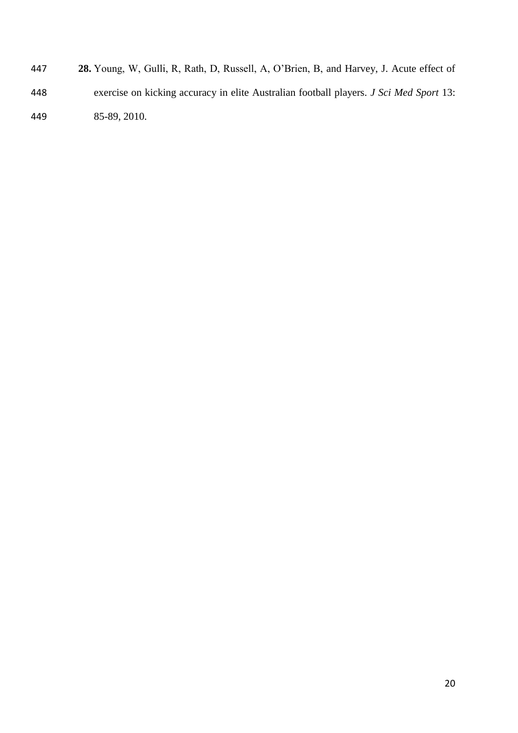**28.** Young, W, Gulli, R, Rath, D, Russell, A, O'Brien, B, and Harvey, J. Acute effect of exercise on kicking accuracy in elite Australian football players. *J Sci Med Sport* 13: 85-89, 2010.